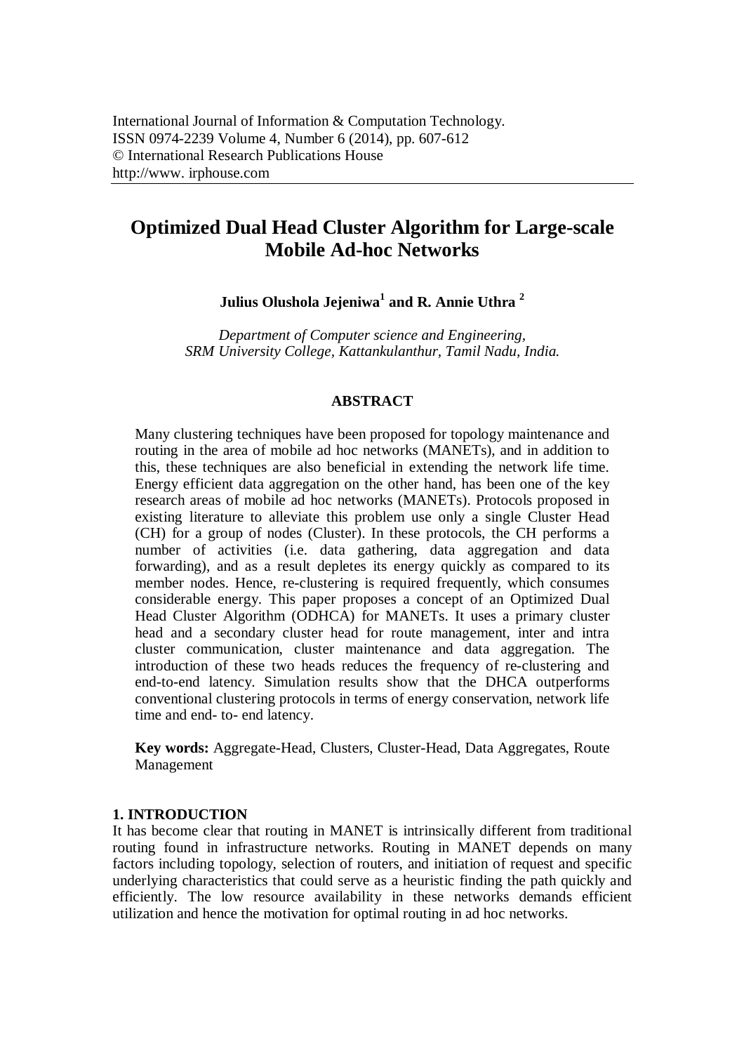International Journal of Information & Computation Technology.
ISSN 0974-2239 Volume 4, Number 6 (2014), pp. 607-612
© International Research Publications House
http://www. irphouse.com

# Optimized Dual Head Cluster Algorithm for Large-scale Mobile Ad-hoc Networks

**Julius Olushola Jejeniwa[1] and R. Annie Uthra [2]**

*Department of Computer science and Engineering,*
*SRM University College, Kattankulanthur, Tamil Nadu, India.*

## ABSTRACT

Many clustering techniques have been proposed for topology maintenance and routing in the area of mobile ad hoc networks (MANETs), and in addition to this, these techniques are also beneficial in extending the network life time. Energy efficient data aggregation on the other hand, has been one of the key research areas of mobile ad hoc networks (MANETs). Protocols proposed in existing literature to alleviate this problem use only a single Cluster Head (CH) for a group of nodes (Cluster). In these protocols, the CH performs a number of activities (i.e. data gathering, data aggregation and data forwarding), and as a result depletes its energy quickly as compared to its member nodes. Hence, re-clustering is required frequently, which consumes considerable energy. This paper proposes a concept of an Optimized Dual Head Cluster Algorithm (ODHCA) for MANETs. It uses a primary cluster head and a secondary cluster head for route management, inter and intra cluster communication, cluster maintenance and data aggregation. The introduction of these two heads reduces the frequency of re-clustering and end-to-end latency. Simulation results show that the DHCA outperforms conventional clustering protocols in terms of energy conservation, network life time and end- to- end latency.

**Key words:** Aggregate-Head, Clusters, Cluster-Head, Data Aggregates, Route Management

## 1. INTRODUCTION

It has become clear that routing in MANET is intrinsically different from traditional routing found in infrastructure networks. Routing in MANET depends on many factors including topology, selection of routers, and initiation of request and specific underlying characteristics that could serve as a heuristic finding the path quickly and efficiently. The low resource availability in these networks demands efficient utilization and hence the motivation for optimal routing in ad hoc networks.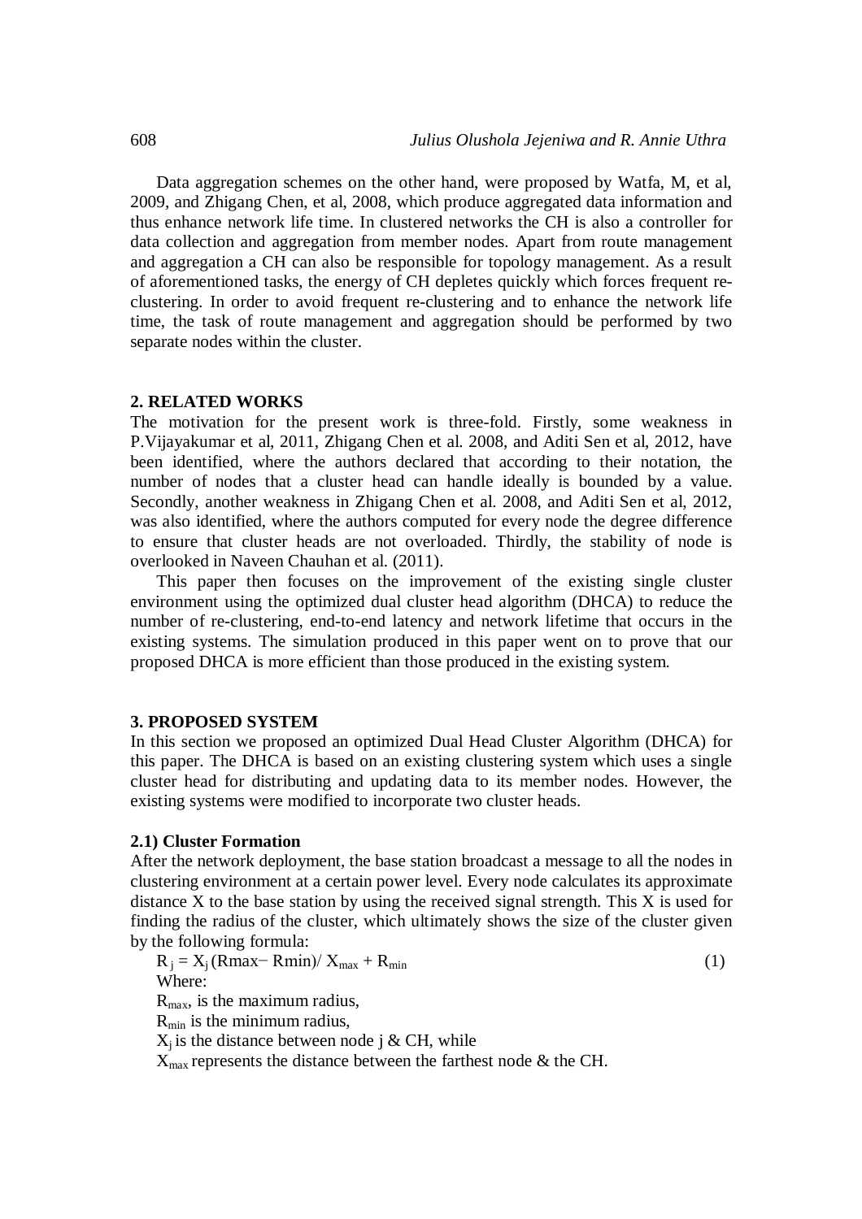Data aggregation schemes on the other hand, were proposed by Watfa, M, et al, 2009, and Zhigang Chen, et al, 2008, which produce aggregated data information and thus enhance network life time. In clustered networks the CH is also a controller for data collection and aggregation from member nodes. Apart from route management and aggregation a CH can also be responsible for topology management. As a result of aforementioned tasks, the energy of CH depletes quickly which forces frequent re-clustering. In order to avoid frequent re-clustering and to enhance the network life time, the task of route management and aggregation should be performed by two separate nodes within the cluster.

## 2. RELATED WORKS

The motivation for the present work is three-fold. Firstly, some weakness in P.Vijayakumar et al, 2011, Zhigang Chen et al. 2008, and Aditi Sen et al, 2012, have been identified, where the authors declared that according to their notation, the number of nodes that a cluster head can handle ideally is bounded by a value. Secondly, another weakness in Zhigang Chen et al. 2008, and Aditi Sen et al, 2012, was also identified, where the authors computed for every node the degree difference to ensure that cluster heads are not overloaded. Thirdly, the stability of node is overlooked in Naveen Chauhan et al. (2011).

This paper then focuses on the improvement of the existing single cluster environment using the optimized dual cluster head algorithm (DHCA) to reduce the number of re-clustering, end-to-end latency and network lifetime that occurs in the existing systems. The simulation produced in this paper went on to prove that our proposed DHCA is more efficient than those produced in the existing system.

## 3. PROPOSED SYSTEM

In this section we proposed an optimized Dual Head Cluster Algorithm (DHCA) for this paper. The DHCA is based on an existing clustering system which uses a single cluster head for distributing and updating data to its member nodes. However, the existing systems were modified to incorporate two cluster heads.

### 2.1) Cluster Formation

After the network deployment, the base station broadcast a message to all the nodes in clustering environment at a certain power level. Every node calculates its approximate distance X to the base station by using the received signal strength. This X is used for finding the radius of the cluster, which ultimately shows the size of the cluster given by the following formula:

$$R_j = X_j (Rmax - Rmin) / X_{max} + R_{min} \tag{1}$$

Where:

$R_{max}$, is the maximum radius,

$R_{min}$ is the minimum radius,

$X_j$ is the distance between node j & CH, while

$X_{max}$ represents the distance between the farthest node & the CH.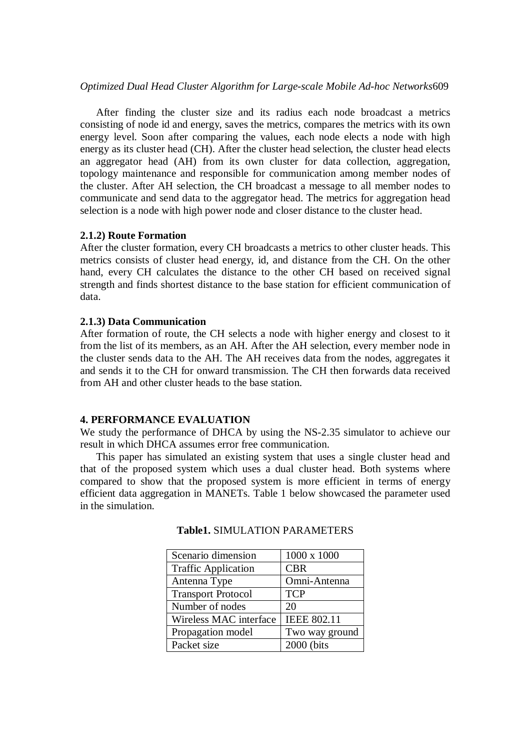After finding the cluster size and its radius each node broadcast a metrics consisting of node id and energy, saves the metrics, compares the metrics with its own energy level. Soon after comparing the values, each node elects a node with high energy as its cluster head (CH). After the cluster head selection, the cluster head elects an aggregator head (AH) from its own cluster for data collection, aggregation, topology maintenance and responsible for communication among member nodes of the cluster. After AH selection, the CH broadcast a message to all member nodes to communicate and send data to the aggregator head. The metrics for aggregation head selection is a node with high power node and closer distance to the cluster head.

### 2.1.2) Route Formation

After the cluster formation, every CH broadcasts a metrics to other cluster heads. This metrics consists of cluster head energy, id, and distance from the CH. On the other hand, every CH calculates the distance to the other CH based on received signal strength and finds shortest distance to the base station for efficient communication of data.

### 2.1.3) Data Communication

After formation of route, the CH selects a node with higher energy and closest to it from the list of its members, as an AH. After the AH selection, every member node in the cluster sends data to the AH. The AH receives data from the nodes, aggregates it and sends it to the CH for onward transmission. The CH then forwards data received from AH and other cluster heads to the base station.

## 4. PERFORMANCE EVALUATION

We study the performance of DHCA by using the NS-2.35 simulator to achieve our result in which DHCA assumes error free communication.

This paper has simulated an existing system that uses a single cluster head and that of the proposed system which uses a dual cluster head. Both systems where compared to show that the proposed system is more efficient in terms of energy efficient data aggregation in MANETs. Table 1 below showcased the parameter used in the simulation.

**Table1.** SIMULATION PARAMETERS

| Scenario dimension | 1000 x 1000 |
|---|---|
| Traffic Application | CBR |
| Antenna Type | Omni-Antenna |
| Transport Protocol | TCP |
| Number of nodes | 20 |
| Wireless MAC interface | IEEE 802.11 |
| Propagation model | Two way ground |
| Packet size | 2000 (bits |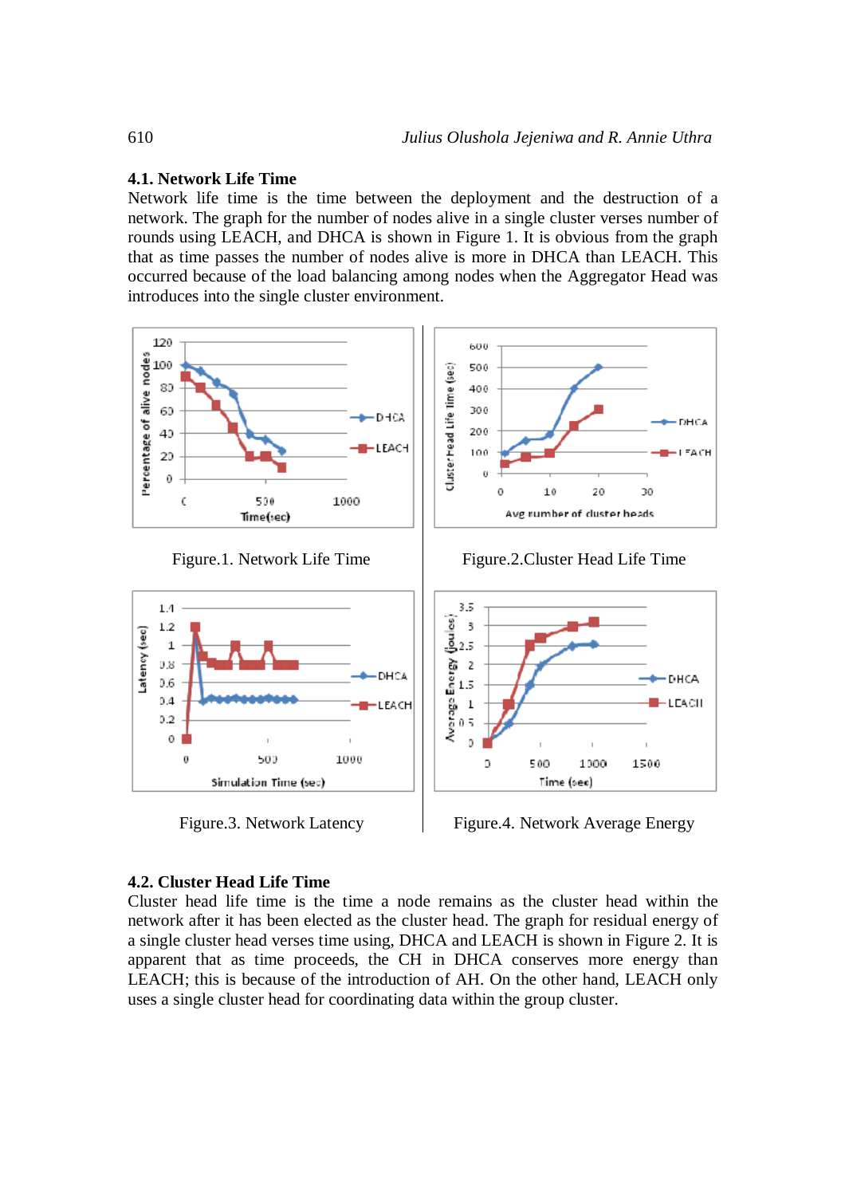## 4.1. Network Life Time

Network life time is the time between the deployment and the destruction of a network. The graph for the number of nodes alive in a single cluster verses number of rounds using LEACH, and DHCA is shown in Figure 1. It is obvious from the graph that as time passes the number of nodes alive is more in DHCA than LEACH. This occurred because of the load balancing among nodes when the Aggregator Head was introduces into the single cluster environment.

Figure.1. Network Life Time

Figure.2.Cluster Head Life Time

Figure.3. Network Latency

Figure.4. Network Average Energy

## 4.2. Cluster Head Life Time

Cluster head life time is the time a node remains as the cluster head within the network after it has been elected as the cluster head. The graph for residual energy of a single cluster head verses time using, DHCA and LEACH is shown in Figure 2. It is apparent that as time proceeds, the CH in DHCA conserves more energy than LEACH; this is because of the introduction of AH. On the other hand, LEACH only uses a single cluster head for coordinating data within the group cluster.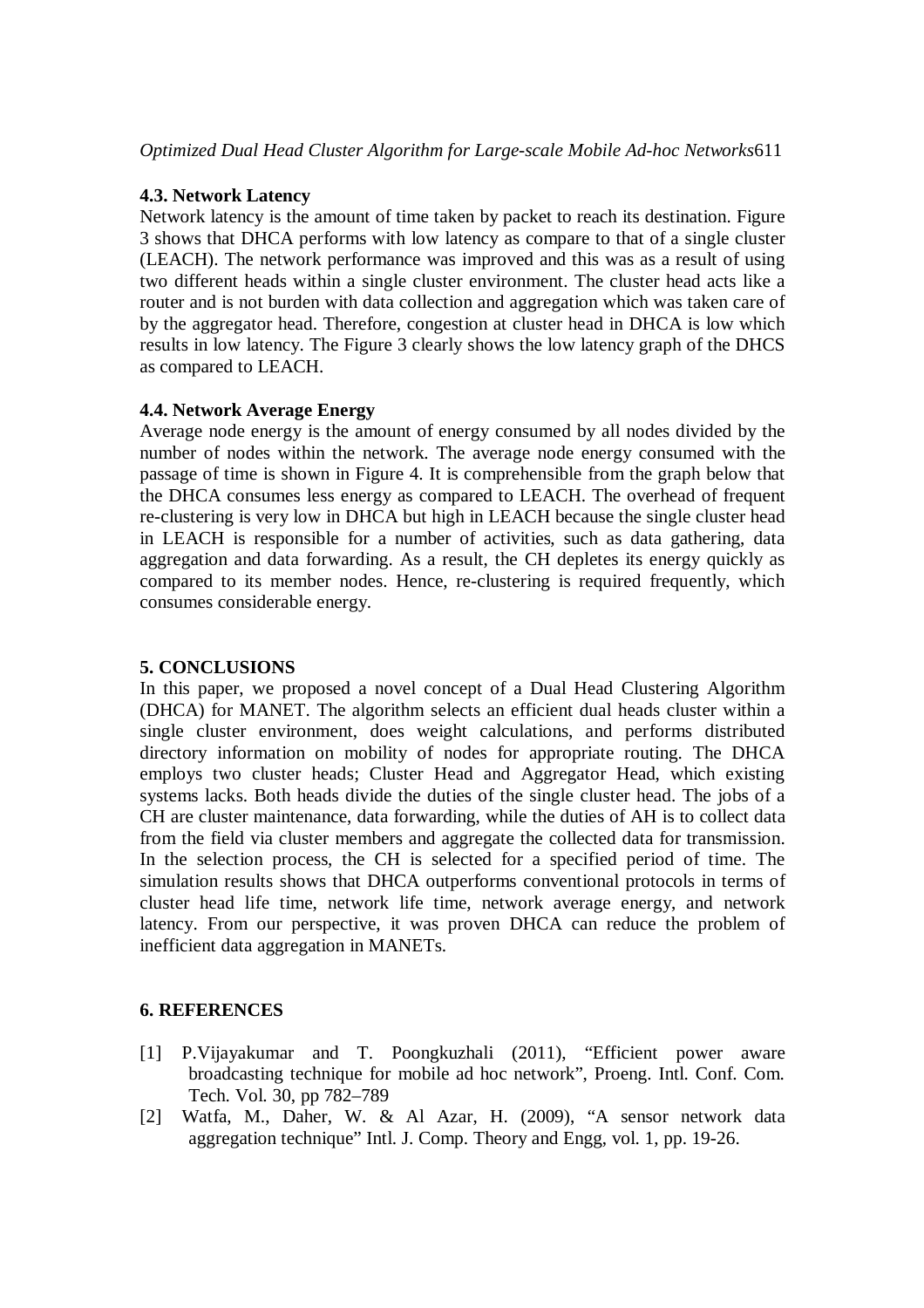### 4.3. Network Latency

Network latency is the amount of time taken by packet to reach its destination. Figure 3 shows that DHCA performs with low latency as compare to that of a single cluster (LEACH). The network performance was improved and this was as a result of using two different heads within a single cluster environment. The cluster head acts like a router and is not burden with data collection and aggregation which was taken care of by the aggregator head. Therefore, congestion at cluster head in DHCA is low which results in low latency. The Figure 3 clearly shows the low latency graph of the DHCS as compared to LEACH.

### 4.4. Network Average Energy

Average node energy is the amount of energy consumed by all nodes divided by the number of nodes within the network. The average node energy consumed with the passage of time is shown in Figure 4. It is comprehensible from the graph below that the DHCA consumes less energy as compared to LEACH. The overhead of frequent re-clustering is very low in DHCA but high in LEACH because the single cluster head in LEACH is responsible for a number of activities, such as data gathering, data aggregation and data forwarding. As a result, the CH depletes its energy quickly as compared to its member nodes. Hence, re-clustering is required frequently, which consumes considerable energy.

## 5. CONCLUSIONS

In this paper, we proposed a novel concept of a Dual Head Clustering Algorithm (DHCA) for MANET. The algorithm selects an efficient dual heads cluster within a single cluster environment, does weight calculations, and performs distributed directory information on mobility of nodes for appropriate routing. The DHCA employs two cluster heads; Cluster Head and Aggregator Head, which existing systems lacks. Both heads divide the duties of the single cluster head. The jobs of a CH are cluster maintenance, data forwarding, while the duties of AH is to collect data from the field via cluster members and aggregate the collected data for transmission. In the selection process, the CH is selected for a specified period of time. The simulation results shows that DHCA outperforms conventional protocols in terms of cluster head life time, network life time, network average energy, and network latency. From our perspective, it was proven DHCA can reduce the problem of inefficient data aggregation in MANETs.

## 6. REFERENCES

[1] P.Vijayakumar and T. Poongkuzhali (2011), "Efficient power aware broadcasting technique for mobile ad hoc network", Proeng. Intl. Conf. Com. Tech. Vol. 30, pp 782–789

[2] Watfa, M., Daher, W. & Al Azar, H. (2009), "A sensor network data aggregation technique" Intl. J. Comp. Theory and Engg, vol. 1, pp. 19-26.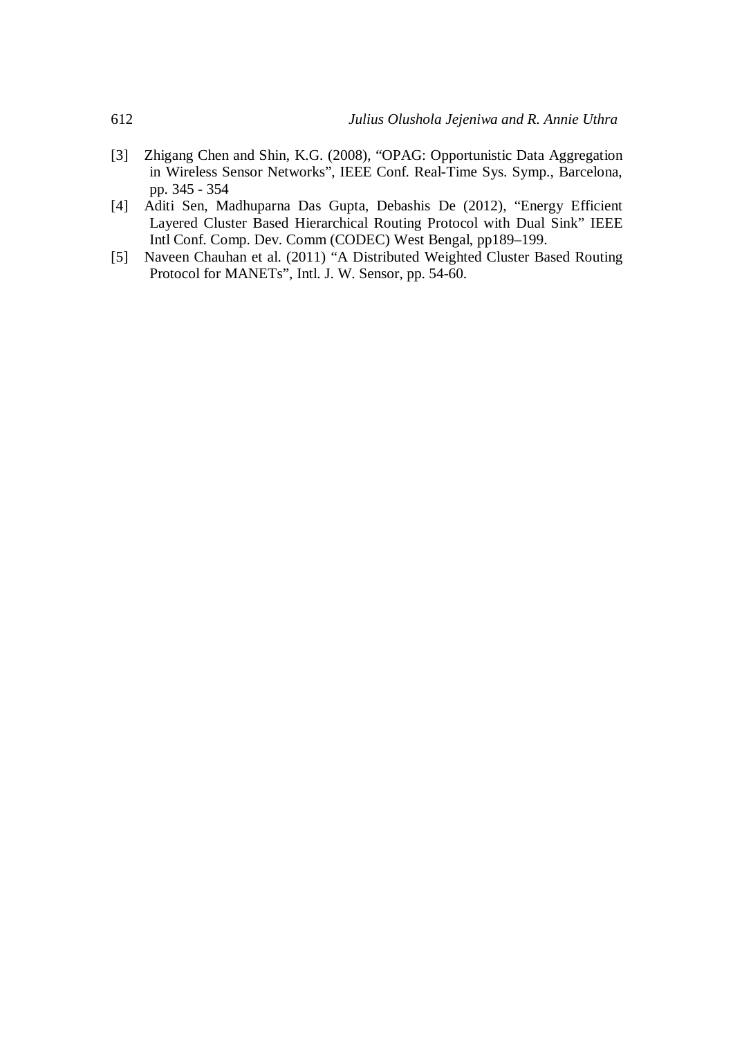[3] Zhigang Chen and Shin, K.G. (2008), "OPAG: Opportunistic Data Aggregation in Wireless Sensor Networks", IEEE Conf. Real-Time Sys. Symp., Barcelona, pp. 345 - 354

[4] Aditi Sen, Madhuparna Das Gupta, Debashis De (2012), "Energy Efficient Layered Cluster Based Hierarchical Routing Protocol with Dual Sink" IEEE Intl Conf. Comp. Dev. Comm (CODEC) West Bengal, pp189–199.

[5] Naveen Chauhan et al. (2011) "A Distributed Weighted Cluster Based Routing Protocol for MANETs", Intl. J. W. Sensor, pp. 54-60.